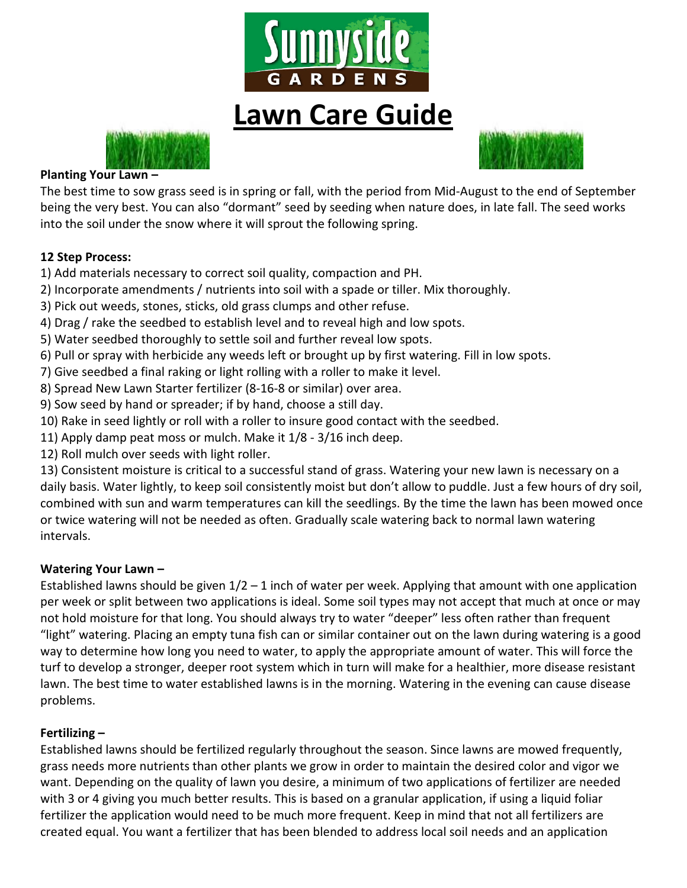# Lawn Care Guide

**Planting Your Lawn –**

The best time to sow grass seed is in spring or fall, with the period from Mid-August to the end of September being the very best. You can also "dormant" seed by seeding when nature does, in late fall. The seed works into the soil under the snow where it will sprout the following spring.

**12 Step Process:**

1) Add materials necessary to correct soil quality, compaction and PH.
2) Incorporate amendments / nutrients into soil with a spade or tiller. Mix thoroughly.
3) Pick out weeds, stones, sticks, old grass clumps and other refuse.
4) Drag / rake the seedbed to establish level and to reveal high and low spots.
5) Water seedbed thoroughly to settle soil and further reveal low spots.
6) Pull or spray with herbicide any weeds left or brought up by first watering. Fill in low spots.
7) Give seedbed a final raking or light rolling with a roller to make it level.
8) Spread New Lawn Starter fertilizer (8-16-8 or similar) over area.
9) Sow seed by hand or spreader; if by hand, choose a still day.
10) Rake in seed lightly or roll with a roller to insure good contact with the seedbed.
11) Apply damp peat moss or mulch. Make it 1/8 - 3/16 inch deep.
12) Roll mulch over seeds with light roller.
13) Consistent moisture is critical to a successful stand of grass. Watering your new lawn is necessary on a daily basis. Water lightly, to keep soil consistently moist but don't allow to puddle. Just a few hours of dry soil, combined with sun and warm temperatures can kill the seedlings. By the time the lawn has been mowed once or twice watering will not be needed as often. Gradually scale watering back to normal lawn watering intervals.

**Watering Your Lawn –**

Established lawns should be given 1/2 – 1 inch of water per week. Applying that amount with one application per week or split between two applications is ideal. Some soil types may not accept that much at once or may not hold moisture for that long. You should always try to water "deeper" less often rather than frequent "light" watering. Placing an empty tuna fish can or similar container out on the lawn during watering is a good way to determine how long you need to water, to apply the appropriate amount of water. This will force the turf to develop a stronger, deeper root system which in turn will make for a healthier, more disease resistant lawn. The best time to water established lawns is in the morning. Watering in the evening can cause disease problems.

**Fertilizing –**

Established lawns should be fertilized regularly throughout the season. Since lawns are mowed frequently, grass needs more nutrients than other plants we grow in order to maintain the desired color and vigor we want. Depending on the quality of lawn you desire, a minimum of two applications of fertilizer are needed with 3 or 4 giving you much better results. This is based on a granular application, if using a liquid foliar fertilizer the application would need to be much more frequent. Keep in mind that not all fertilizers are created equal. You want a fertilizer that has been blended to address local soil needs and an application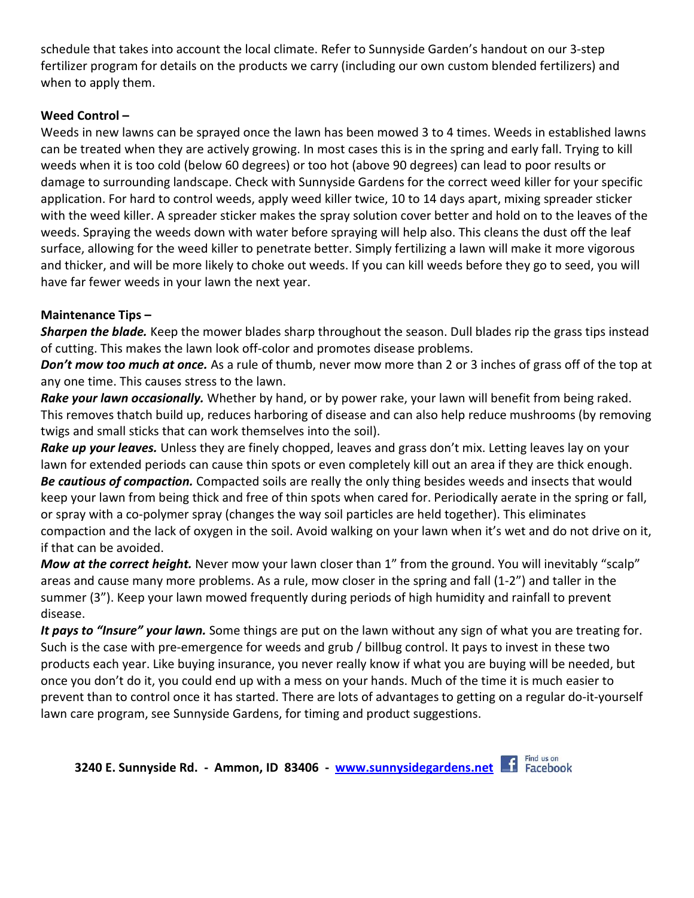schedule that takes into account the local climate. Refer to Sunnyside Garden's handout on our 3-step fertilizer program for details on the products we carry (including our own custom blended fertilizers) and when to apply them.

**Weed Control –**

Weeds in new lawns can be sprayed once the lawn has been mowed 3 to 4 times. Weeds in established lawns can be treated when they are actively growing. In most cases this is in the spring and early fall. Trying to kill weeds when it is too cold (below 60 degrees) or too hot (above 90 degrees) can lead to poor results or damage to surrounding landscape. Check with Sunnyside Gardens for the correct weed killer for your specific application. For hard to control weeds, apply weed killer twice, 10 to 14 days apart, mixing spreader sticker with the weed killer. A spreader sticker makes the spray solution cover better and hold on to the leaves of the weeds. Spraying the weeds down with water before spraying will help also. This cleans the dust off the leaf surface, allowing for the weed killer to penetrate better. Simply fertilizing a lawn will make it more vigorous and thicker, and will be more likely to choke out weeds. If you can kill weeds before they go to seed, you will have far fewer weeds in your lawn the next year.

**Maintenance Tips –**

***Sharpen the blade.*** Keep the mower blades sharp throughout the season. Dull blades rip the grass tips instead of cutting. This makes the lawn look off-color and promotes disease problems.

***Don't mow too much at once.*** As a rule of thumb, never mow more than 2 or 3 inches of grass off of the top at any one time. This causes stress to the lawn.

***Rake your lawn occasionally.*** Whether by hand, or by power rake, your lawn will benefit from being raked. This removes thatch build up, reduces harboring of disease and can also help reduce mushrooms (by removing twigs and small sticks that can work themselves into the soil).

***Rake up your leaves.*** Unless they are finely chopped, leaves and grass don't mix. Letting leaves lay on your lawn for extended periods can cause thin spots or even completely kill out an area if they are thick enough.

***Be cautious of compaction.*** Compacted soils are really the only thing besides weeds and insects that would keep your lawn from being thick and free of thin spots when cared for. Periodically aerate in the spring or fall, or spray with a co-polymer spray (changes the way soil particles are held together). This eliminates compaction and the lack of oxygen in the soil. Avoid walking on your lawn when it's wet and do not drive on it, if that can be avoided.

***Mow at the correct height.*** Never mow your lawn closer than 1" from the ground. You will inevitably "scalp" areas and cause many more problems. As a rule, mow closer in the spring and fall (1-2") and taller in the summer (3"). Keep your lawn mowed frequently during periods of high humidity and rainfall to prevent disease.

***It pays to "Insure" your lawn.*** Some things are put on the lawn without any sign of what you are treating for. Such is the case with pre-emergence for weeds and grub / billbug control. It pays to invest in these two products each year. Like buying insurance, you never really know if what you are buying will be needed, but once you don't do it, you could end up with a mess on your hands. Much of the time it is much easier to prevent than to control once it has started. There are lots of advantages to getting on a regular do-it-yourself lawn care program, see Sunnyside Gardens, for timing and product suggestions.

**3240 E. Sunnyside Rd. - Ammon, ID 83406 - [www.sunnysidegardens.net](http://www.sunnysidegardens.net)** Find us on Facebook